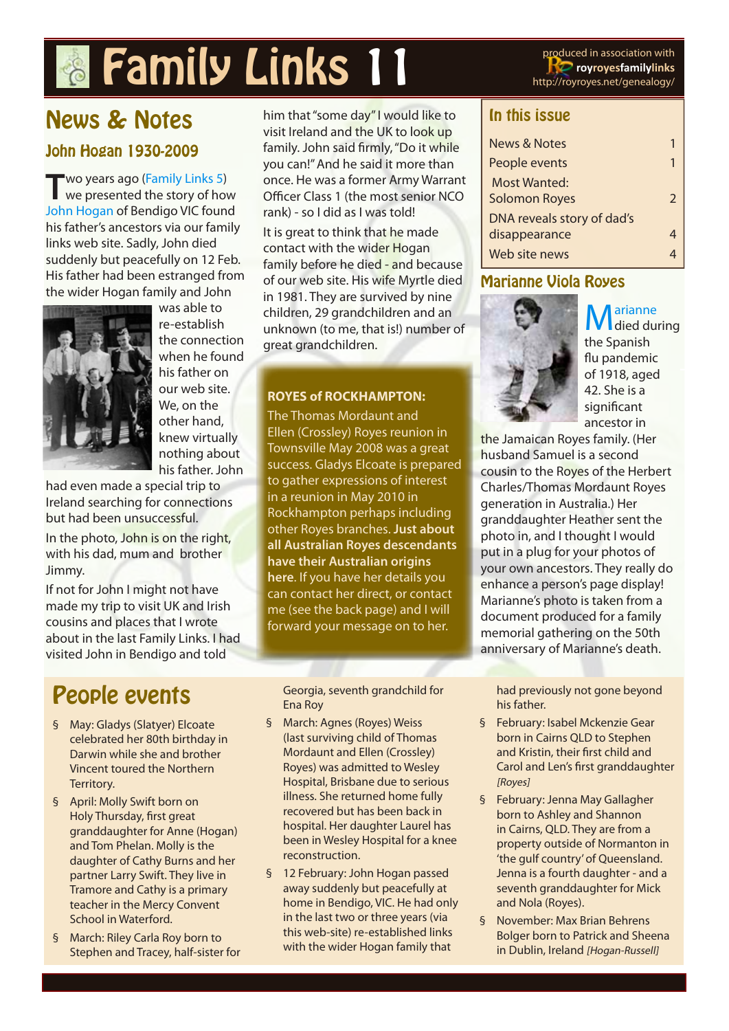# Family Links 11

produced in association with **royroyesfamilylinks** http://royroyes.net/genealogy/

## News & Notes

### John Hogan 1930-2009

Two years ago (Family Links 5) we presented the story of how John Hogan of Bendigo VIC found his father's ancestors via our family links web site. Sadly, John died suddenly but peacefully on 12 Feb. His father had been estranged from the wider Hogan family and John was able to re-establish the connection when he found his father on our web site. We, on the other hand, knew virtually nothing about his father. John had even made a special trip to Ireland searching for connections but had been unsuccessful.

In the photo, John is on the right, with his dad, mum and brother Jimmy.

If not for John I might not have made my trip to visit UK and Irish cousins and places that I wrote about in the last Family Links. I had visited John in Bendigo and told him that "some day" I would like to visit Ireland and the UK to look up family. John said firmly, "Do it while you can!" And he said it more than once. He was a former Army Warrant Officer Class 1 (the most senior NCO rank) - so I did as I was told!

It is great to think that he made contact with the wider Hogan family before he died - and because of our web site. His wife Myrtle died in 1981. They are survived by nine children, 29 grandchildren and an unknown (to me, that is!) number of great grandchildren.

**ROYES of ROCKHAMPTON:**

The Thomas Mordaunt and Ellen (Crossley) Royes reunion in Townsville May 2008 was a great success. Gladys Elcoate is prepared to gather expressions of interest in a reunion in May 2010 in Rockhampton perhaps including other Royes branches. **Just about all Australian Royes descendants have their Australian origins here**. If you have her details you can contact her direct, or contact me (see the back page) and I will forward your message on to her.

### In this issue

| | |
|---|---|
| News & Notes | 1 |
| People events | 1 |
| Most Wanted: Solomon Royes | 2 |
| DNA reveals story of dad's disappearance | 4 |
| Web site news | 4 |

### Marianne Viola Royes

Marianne died during the Spanish flu pandemic of 1918, aged 42. She is a significant ancestor in the Jamaican Royes family. (Her husband Samuel is a second cousin to the Royes of the Herbert Charles/Thomas Mordaunt Royes generation in Australia.) Her granddaughter Heather sent the photo in, and I thought I would put in a plug for your photos of your own ancestors. They really do enhance a person's page display! Marianne's photo is taken from a document produced for a family memorial gathering on the 50th anniversary of Marianne's death.

## People events

- May: Gladys (Slatyer) Elcoate celebrated her 80th birthday in Darwin while she and brother Vincent toured the Northern Territory.
- April: Molly Swift born on Holy Thursday, first great granddaughter for Anne (Hogan) and Tom Phelan. Molly is the daughter of Cathy Burns and her partner Larry Swift. They live in Tramore and Cathy is a primary teacher in the Mercy Convent School in Waterford.
- March: Riley Carla Roy born to Stephen and Tracey, half-sister for Georgia, seventh grandchild for Ena Roy
- March: Agnes (Royes) Weiss (last surviving child of Thomas Mordaunt and Ellen (Crossley) Royes) was admitted to Wesley Hospital, Brisbane due to serious illness. She returned home fully recovered but has been back in hospital. Her daughter Laurel has been in Wesley Hospital for a knee reconstruction.
- 12 February: John Hogan passed away suddenly but peacefully at home in Bendigo, VIC. He had only in the last two or three years (via this web-site) re-established links with the wider Hogan family that had previously not gone beyond his father.
- February: Isabel Mckenzie Gear born in Cairns QLD to Stephen and Kristin, their first child and Carol and Len's first granddaughter *[Royes]*
- February: Jenna May Gallagher born to Ashley and Shannon in Cairns, QLD. They are from a property outside of Normanton in 'the gulf country' of Queensland. Jenna is a fourth daughter - and a seventh granddaughter for Mick and Nola (Royes).
- November: Max Brian Behrens Bolger born to Patrick and Sheena in Dublin, Ireland *[Hogan-Russell]*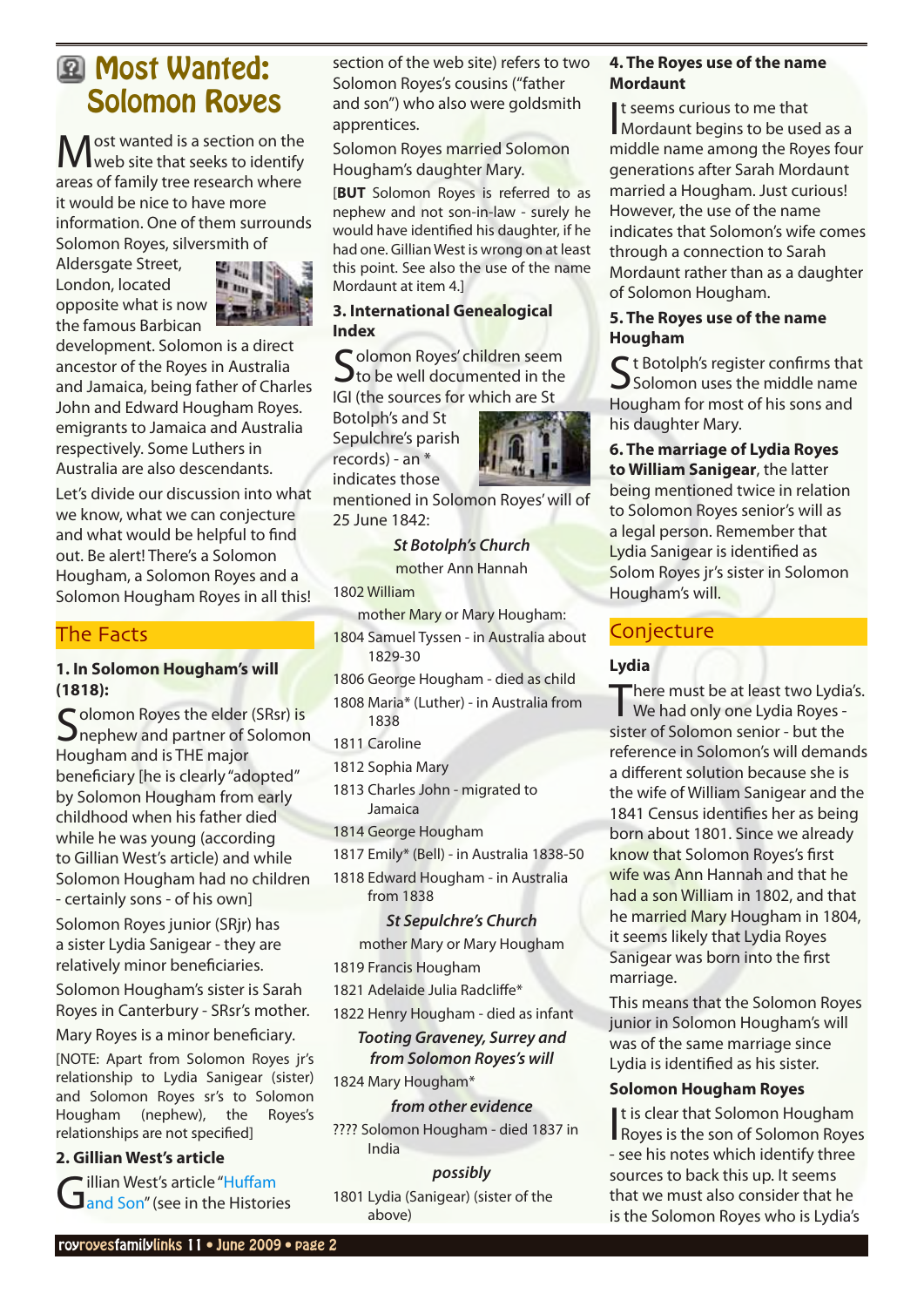# Most Wanted: Solomon Royes

Most wanted is a section on the web site that seeks to identify areas of family tree research where it would be nice to have more information. One of them surrounds Solomon Royes, silversmith of Aldersgate Street, London, located opposite what is now the famous Barbican development. Solomon is a direct ancestor of the Royes in Australia and Jamaica, being father of Charles John and Edward Hougham Royes. emigrants to Jamaica and Australia respectively. Some Luthers in Australia are also descendants.

Let's divide our discussion into what we know, what we can conjecture and what would be helpful to find out. Be alert! There's a Solomon Hougham, a Solomon Royes and a Solomon Hougham Royes in all this!

## The Facts

### 1. In Solomon Hougham's will (1818):

Solomon Royes the elder (SRsr) is nephew and partner of Solomon Hougham and is THE major beneficiary [he is clearly "adopted" by Solomon Hougham from early childhood when his father died while he was young (according to Gillian West's article) and while Solomon Hougham had no children - certainly sons - of his own]

Solomon Royes junior (SRjr) has a sister Lydia Sanigear - they are relatively minor beneficiaries.

Solomon Hougham's sister is Sarah Royes in Canterbury - SRsr's mother.

Mary Royes is a minor beneficiary.

[NOTE: Apart from Solomon Royes jr's relationship to Lydia Sanigear (sister) and Solomon Royes sr's to Solomon Hougham (nephew), the Royes's relationships are not specified]

### 2. Gillian West's article

Gillian West's article "Huffam and Son" (see in the Histories section of the web site) refers to two Solomon Royes's cousins ("father and son") who also were goldsmith apprentices.

Solomon Royes married Solomon Hougham's daughter Mary.

[**BUT** Solomon Royes is referred to as nephew and not son-in-law - surely he would have identified his daughter, if he had one. Gillian West is wrong on at least this point. See also the use of the name Mordaunt at item 4.]

### 3. International Genealogical Index

Solomon Royes' children seem to be well documented in the IGI (the sources for which are St Botolph's and St Sepulchre's parish records) - an * indicates those mentioned in Solomon Royes' will of 25 June 1842:

*St Botolph's Church*

mother Ann Hannah

1802 William

mother Mary or Mary Hougham:

1804 Samuel Tyssen - in Australia about 1829-30

1806 George Hougham - died as child

1808 Maria* (Luther) - in Australia from 1838

1811 Caroline

1812 Sophia Mary

1813 Charles John - migrated to Jamaica

1814 George Hougham

1817 Emily* (Bell) - in Australia 1838-50

1818 Edward Hougham - in Australia from 1838

*St Sepulchre's Church*

mother Mary or Mary Hougham

1819 Francis Hougham

1821 Adelaide Julia Radcliffe*

1822 Henry Hougham - died as infant

*Tooting Graveney, Surrey and from Solomon Royes's will*

1824 Mary Hougham*

*from other evidence*

???? Solomon Hougham - died 1837 in India

*possibly*

1801 Lydia (Sanigear) (sister of the above)

### 4. The Royes use of the name Mordaunt

It seems curious to me that Mordaunt begins to be used as a middle name among the Royes four generations after Sarah Mordaunt married a Hougham. Just curious! However, the use of the name indicates that Solomon's wife comes through a connection to Sarah Mordaunt rather than as a daughter of Solomon Hougham.

### 5. The Royes use of the name Hougham

St Botolph's register confirms that Solomon uses the middle name Hougham for most of his sons and his daughter Mary.

### 6. The marriage of Lydia Royes to William Sanigear

**6. The marriage of Lydia Royes to William Sanigear**, the latter being mentioned twice in relation to Solomon Royes senior's will as a legal person. Remember that Lydia Sanigear is identified as Solom Royes jr's sister in Solomon Hougham's will.

## Conjecture

### Lydia

There must be at least two Lydia's. We had only one Lydia Royes - sister of Solomon senior - but the reference in Solomon's will demands a different solution because she is the wife of William Sanigear and the 1841 Census identifies her as being born about 1801. Since we already know that Solomon Royes's first wife was Ann Hannah and that he had a son William in 1802, and that he married Mary Hougham in 1804, it seems likely that Lydia Royes Sanigear was born into the first marriage.

This means that the Solomon Royes junior in Solomon Hougham's will was of the same marriage since Lydia is identified as his sister.

### Solomon Hougham Royes

It is clear that Solomon Hougham Royes is the son of Solomon Royes - see his notes which identify three sources to back this up. It seems that we must also consider that he is the Solomon Royes who is Lydia's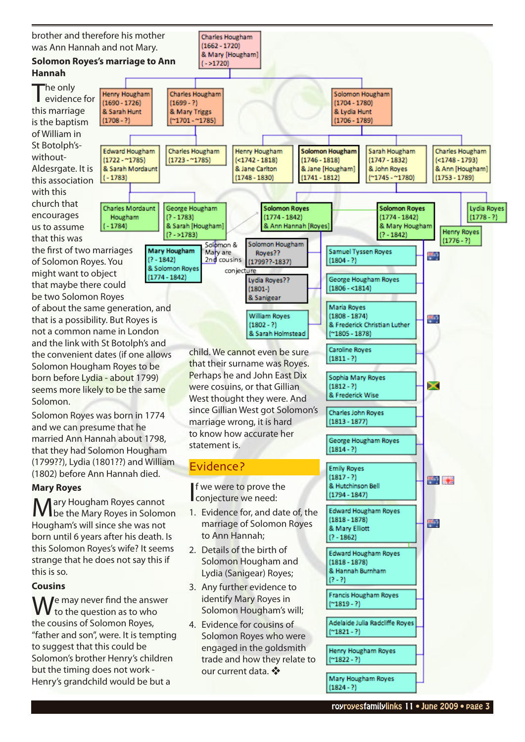brother and therefore his mother was Ann Hannah and not Mary.

**Solomon Royes's marriage to Ann Hannah**

The only evidence for this marriage is the baptism of William in St Botolph's-without-Aldersgate. It is this association with this church that encourages us to assume that this was the first of two marriages of Solomon Royes. You might want to object that maybe there could be two Solomon Royes of about the same generation, and that is a possibility. But Royes is not a common name in London and the link with St Botolph's and the convenient dates (if one allows Solomon Hougham Royes to be born before Lydia - about 1799) seems more likely to be the same Solomon.

Solomon Royes was born in 1774 and we can presume that he married Ann Hannah about 1798, that they had Solomon Hougham (1799??), Lydia (1801??) and William (1802) before Ann Hannah died.

**Mary Royes**

Mary Hougham Royes cannot be the Mary Royes in Solomon Hougham's will since she was not born until 6 years after his death. Is this Solomon Royes's wife? It seems strange that he does not say this if this is so.

**Cousins**

We may never find the answer to the question as to who the cousins of Solomon Royes, "father and son", were. It is tempting to suggest that this could be Solomon's brother Henry's children but the timing does not work - Henry's grandchild would be but a child. We cannot even be sure that their surname was Royes. Perhaps he and John East Dix were cousins, or that Gillian West thought they were. And since Gillian West got Solomon's marriage wrong, it is hard to know how accurate her statement is.

Charles Hougham (1662 - 1720) & Mary [Hougham] (- >1720)

Henry Hougham (1690 - 1726) & Sarah Hunt (1708 - ?)

Charles Hougham (1699 - ?) & Mary Triggs (~1701 - ~1785)

Solomon Hougham (1704 - 1780) & Lydia Hunt (1706 - 1789)

Edward Hougham (1722 - ~1785) & Sarah Mordaunt (- 1783)

Charles Hougham (1723 - ~1785)

Henry Hougham (<1742 - 1818) & Jane Carlton (1748 - 1830)

Solomon Hougham (1746 - 1818) & Jane [Hougham] (1741 - 1812)

Sarah Hougham (1747 - 1832) & John Royes (~1745 - ~1780)

Charles Hougham (<1748 - 1793) & Ann [Hougham] (1753 - 1789)

Charles Mordaunt Hougham (- 1784)

George Hougham (? - 1783) & Sarah [Hougham] (? - >1783)

Solomon Royes (1774 - 1842) & Ann Hannah [Royes]

Solomon Royes (1774 - 1842) & Mary Hougham (? - 1842)

Lydia Royes (1778 - ?)

Henry Royes (1776 - ?)

Mary Hougham (? - 1842) & Solomon Royes (1774 - 1842)

Solomon & Mary are 2nd cousins

Solomon Hougham Royes?? (1799?? - 1837)

conjecture

Lydia Royes?? (1801-) & Sanigear

William Royes (1802 - ?) & Sarah Holmstead

Samuel Tyssen Royes (1804 - ?)

George Hougham Royes (1806 - <1814)

Maria Royes (1808 - 1874) & Frederick Christian Luther (~1805 - 1878)

Caroline Royes (1811 - ?)

Sophia Mary Royes (1812 - ?) & Frederick Wise

Charles John Royes (1813 - 1877)

George Hougham Royes (1814 - ?)

Emily Royes (1817 - ?) & Hutchinson Bell (1794 - 1847)

Edward Hougham Royes (1818 - 1878) & Mary Elliott (? - 1862)

Edward Hougham Royes (1818 - 1878) & Hannah Burnham (? - ?)

Francis Hougham Royes (~1819 - ?)

Adelaide Julia Radcliffe Royes (~1821 - ?)

Henry Hougham Royes (~1822 - ?)

Mary Hougham Royes (1824 - ?)

## Evidence?

If we were to prove the conjecture we need:

1. Evidence for, and date of, the marriage of Solomon Royes to Ann Hannah.
2. Details of the birth of Solomon Hougham and Lydia (Sanigear) Royes;
3. Any further evidence to identify Mary Royes in Solomon Hougham's will;
4. Evidence for cousins of Solomon Royes who were engaged in the goldsmith trade and how they relate to our current data. ❖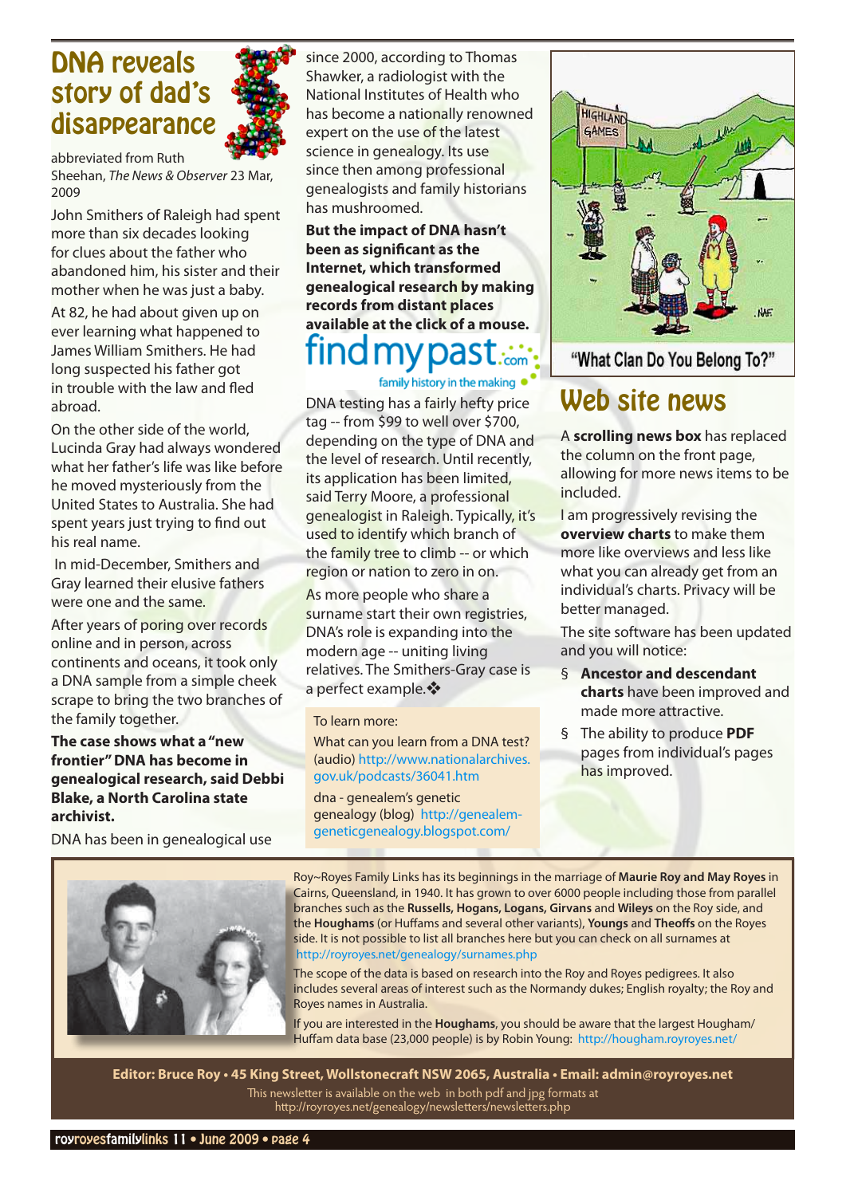# DNA reveals story of dad's disappearance

abbreviated from Ruth Sheehan, *The News & Observer* 23 Mar, 2009

John Smithers of Raleigh had spent more than six decades looking for clues about the father who abandoned him, his sister and their mother when he was just a baby.

At 82, he had about given up on ever learning what happened to James William Smithers. He had long suspected his father got in trouble with the law and fled abroad.

On the other side of the world, Lucinda Gray had always wondered what her father's life was like before he moved mysteriously from the United States to Australia. She had spent years just trying to find out his real name.

In mid-December, Smithers and Gray learned their elusive fathers were one and the same.

After years of poring over records online and in person, across continents and oceans, it took only a DNA sample from a simple cheek scrape to bring the two branches of the family together.

**The case shows what a "new frontier" DNA has become in genealogical research, said Debbi Blake, a North Carolina state archivist.**

DNA has been in genealogical use since 2000, according to Thomas Shawker, a radiologist with the National Institutes of Health who has become a nationally renowned expert on the use of the latest science in genealogy. Its use since then among professional genealogists and family historians has mushroomed.

**But the impact of DNA hasn't been as significant as the Internet, which transformed genealogical research by making records from distant places available at the click of a mouse.**

findmypast.com
family history in the making

DNA testing has a fairly hefty price tag -- from $99 to well over $700, depending on the type of DNA and the level of research. Until recently, its application has been limited, said Terry Moore, a professional genealogist in Raleigh. Typically, it's used to identify which branch of the family tree to climb -- or which region or nation to zero in on.

As more people who share a surname start their own registries, DNA's role is expanding into the modern age -- uniting living relatives. The Smithers-Gray case is a perfect example.❖

To learn more:

What can you learn from a DNA test? (audio) http://www.nationalarchives.gov.uk/podcasts/36041.htm

dna - genealem's genetic genealogy (blog) http://genealem-geneticgenealogy.blogspot.com/

"What Clan Do You Belong To?"

# Web site news

A **scrolling news box** has replaced the column on the front page, allowing for more news items to be included.

I am progressively revising the **overview charts** to make them more like overviews and less like what you can already get from an individual's charts. Privacy will be better managed.

The site software has been updated and you will notice:

- **Ancestor and descendant charts** have been improved and made more attractive.
- The ability to produce **PDF** pages from individual's pages has improved.

Roy~Royes Family Links has its beginnings in the marriage of **Maurie Roy and May Royes** in Cairns, Queensland, in 1940. It has grown to over 6000 people including those from parallel branches such as the **Russells, Hogans, Logans, Girvans** and **Wileys** on the Roy side, and the **Houghams** (or Huffams and several other variants), **Youngs** and **Theoffs** on the Royes side. It is not possible to list all branches here but you can check on all surnames at http://royroyes.net/genealogy/surnames.php

The scope of the data is based on research into the Roy and Royes pedigrees. It also includes several areas of interest such as the Normandy dukes; English royalty; the Roy and Royes names in Australia.

If you are interested in the **Houghams**, you should be aware that the largest Hougham/Huffam data base (23,000 people) is by Robin Young: http://hougham.royroyes.net/

**Editor: Bruce Roy • 45 King Street, Wollstonecraft NSW 2065, Australia • Email: admin@royroyes.net**

This newsletter is available on the web in both pdf and jpg formats at http://royroyes.net/genealogy/newsletters/newsletters.php